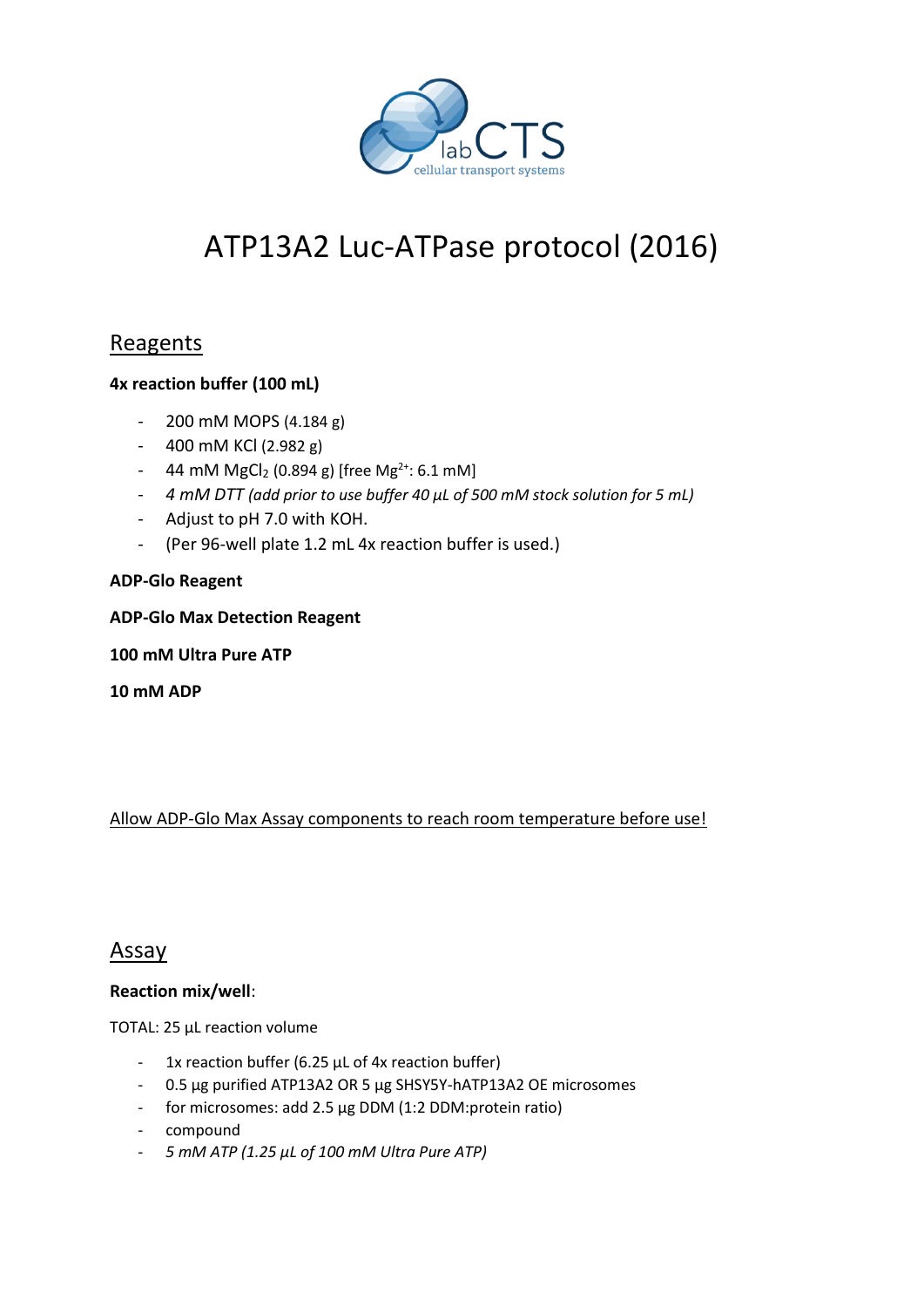# ATP13A2 Luc-ATPase protocol (2016)

## Reagents

**4x reaction buffer (100 mL)**

- 200 mM MOPS (4.184 g)
- 400 mM KCl (2.982 g)
- 44 mM $MgCl_2$ (0.894 g) [free $Mg^{2+}$: 6.1 mM]
- *4 mM DTT (add prior to use buffer 40 µL of 500 mM stock solution for 5 mL)*
- Adjust to pH 7.0 with KOH.
- (Per 96-well plate 1.2 mL 4x reaction buffer is used.)

**ADP-Glo Reagent**

**ADP-Glo Max Detection Reagent**

**100 mM Ultra Pure ATP**

**10 mM ADP**

<u>Allow ADP-Glo Max Assay components to reach room temperature before use!</u>

## Assay

**Reaction mix/well**:

TOTAL: 25 µL reaction volume

- 1x reaction buffer (6.25 µL of 4x reaction buffer)
- 0.5 µg purified ATP13A2 OR 5 µg SHSY5Y-hATP13A2 OE microsomes
- for microsomes: add 2.5 µg DDM (1:2 DDM:protein ratio)
- compound
- *5 mM ATP (1.25 µL of 100 mM Ultra Pure ATP)*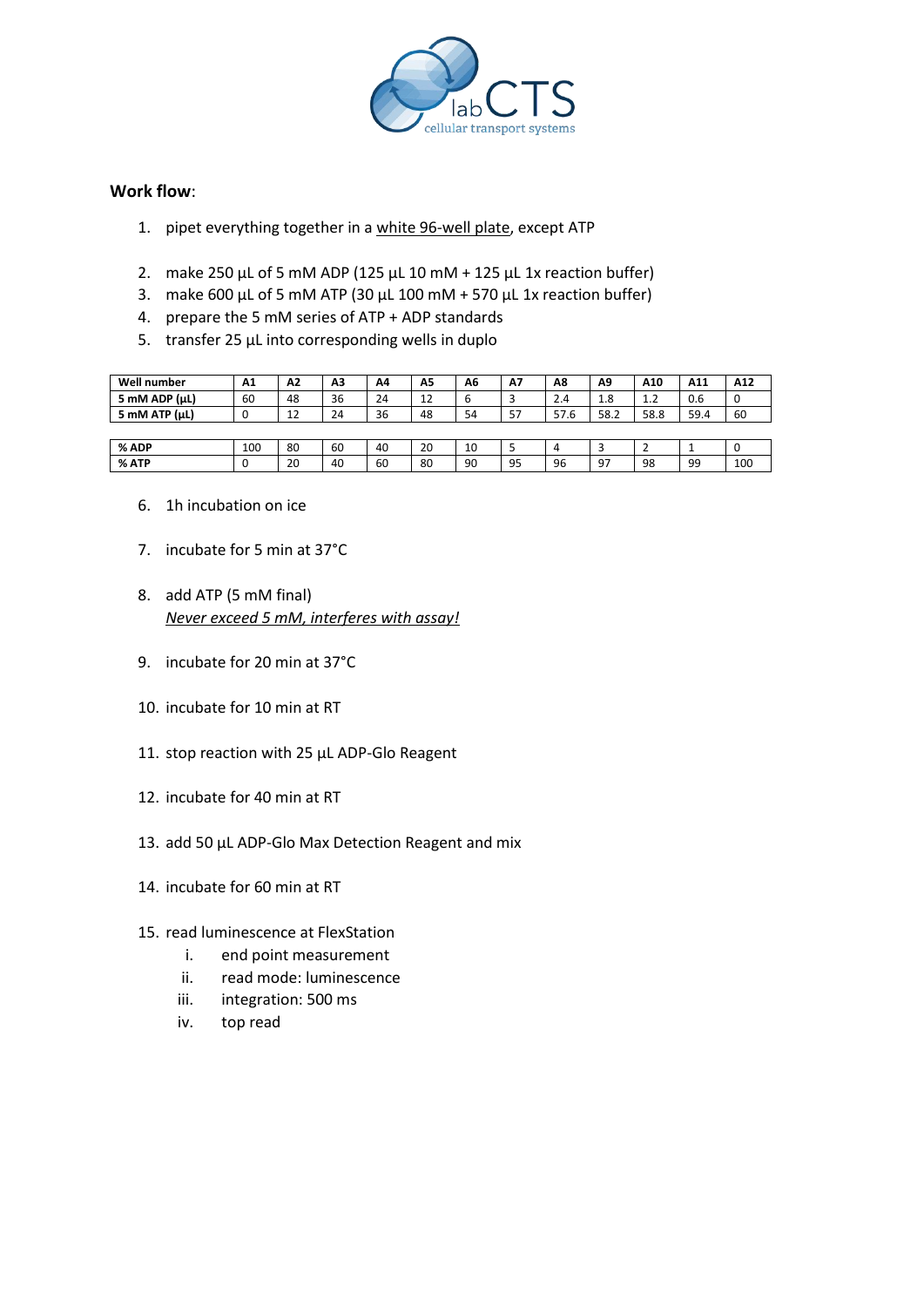**Work flow**:

1. pipet everything together in a white 96-well plate, except ATP

2. make 250 µL of 5 mM ADP (125 µL 10 mM + 125 µL 1x reaction buffer)
3. make 600 µL of 5 mM ATP (30 µL 100 mM + 570 µL 1x reaction buffer)
4. prepare the 5 mM series of ATP + ADP standards
5. transfer 25 µL into corresponding wells in duplo

| **Well number** | **A1** | **A2** | **A3** | **A4** | **A5** | **A6** | **A7** | **A8** | **A9** | **A10** | **A11** | **A12** |
|---|---|---|---|---|---|---|---|---|---|---|---|---|
| **5 mM ADP (µL)** | 60 | 48 | 36 | 24 | 12 | 6 | 3 | 2.4 | 1.8 | 1.2 | 0.6 | 0 |
| **5 mM ATP (µL)** | 0 | 12 | 24 | 36 | 48 | 54 | 57 | 57.6 | 58.2 | 58.8 | 59.4 | 60 |

| | | | | | | | | | | | | |
|---|---|---|---|---|---|---|---|---|---|---|---|---|
| **% ADP** | 100 | 80 | 60 | 40 | 20 | 10 | 5 | 4 | 3 | 2 | 1 | 0 |
| **% ATP** | 0 | 20 | 40 | 60 | 80 | 90 | 95 | 96 | 97 | 98 | 99 | 100 |

6. 1h incubation on ice

7. incubate for 5 min at 37°C

8. add ATP (5 mM final)
   *Never exceed 5 mM, interferes with assay!*

9. incubate for 20 min at 37°C

10. incubate for 10 min at RT

11. stop reaction with 25 µL ADP-Glo Reagent

12. incubate for 40 min at RT

13. add 50 µL ADP-Glo Max Detection Reagent and mix

14. incubate for 60 min at RT

15. read luminescence at FlexStation
    1. end point measurement
    2. read mode: luminescence
    3. integration: 500 ms
    4. top read